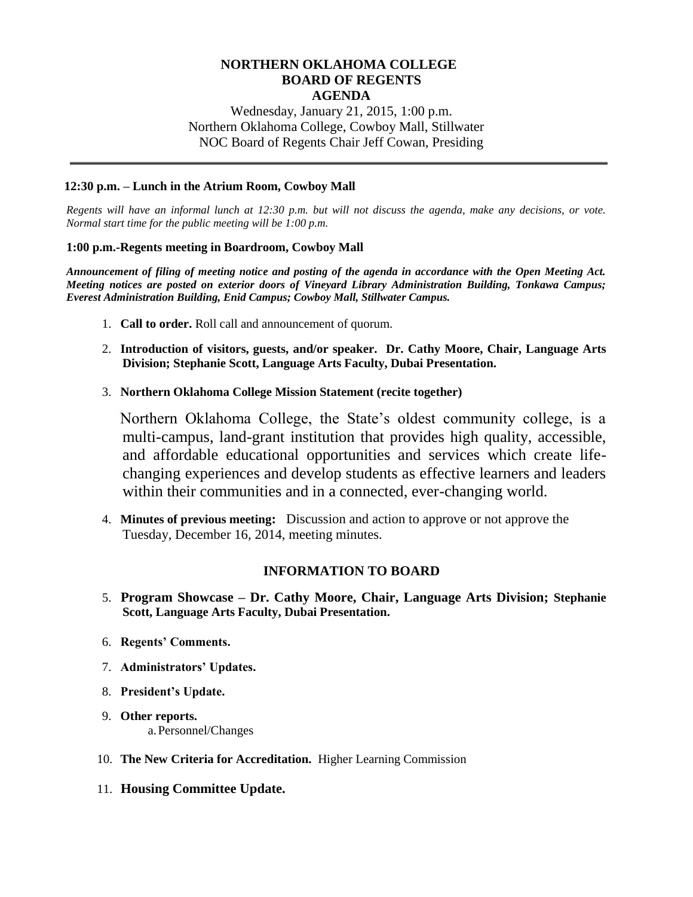# NORTHERN OKLAHOMA COLLEGE
## BOARD OF REGENTS
## AGENDA

Wednesday, January 21, 2015, 1:00 p.m.
Northern Oklahoma College, Cowboy Mall, Stillwater
NOC Board of Regents Chair Jeff Cowan, Presiding

---

**12:30 p.m. – Lunch in the Atrium Room, Cowboy Mall**

*Regents will have an informal lunch at 12:30 p.m. but will not discuss the agenda, make any decisions, or vote. Normal start time for the public meeting will be 1:00 p.m.*

**1:00 p.m.-Regents meeting in Boardroom, Cowboy Mall**

***Announcement of filing of meeting notice and posting of the agenda in accordance with the Open Meeting Act. Meeting notices are posted on exterior doors of Vineyard Library Administration Building, Tonkawa Campus; Everest Administration Building, Enid Campus; Cowboy Mall, Stillwater Campus.***

1. **Call to order.** Roll call and announcement of quorum.
2. **Introduction of visitors, guests, and/or speaker. Dr. Cathy Moore, Chair, Language Arts Division; Stephanie Scott, Language Arts Faculty, Dubai Presentation.**
3. **Northern Oklahoma College Mission Statement (recite together)**

   Northern Oklahoma College, the State's oldest community college, is a multi-campus, land-grant institution that provides high quality, accessible, and affordable educational opportunities and services which create life-changing experiences and develop students as effective learners and leaders within their communities and in a connected, ever-changing world.

4. **Minutes of previous meeting:** Discussion and action to approve or not approve the Tuesday, December 16, 2014, meeting minutes.

### INFORMATION TO BOARD

5. **Program Showcase – Dr. Cathy Moore, Chair, Language Arts Division; Stephanie Scott, Language Arts Faculty, Dubai Presentation.**
6. **Regents' Comments.**
7. **Administrators' Updates.**
8. **President's Update.**
9. **Other reports.**
   a. Personnel/Changes
10. **The New Criteria for Accreditation.** Higher Learning Commission
11. **Housing Committee Update.**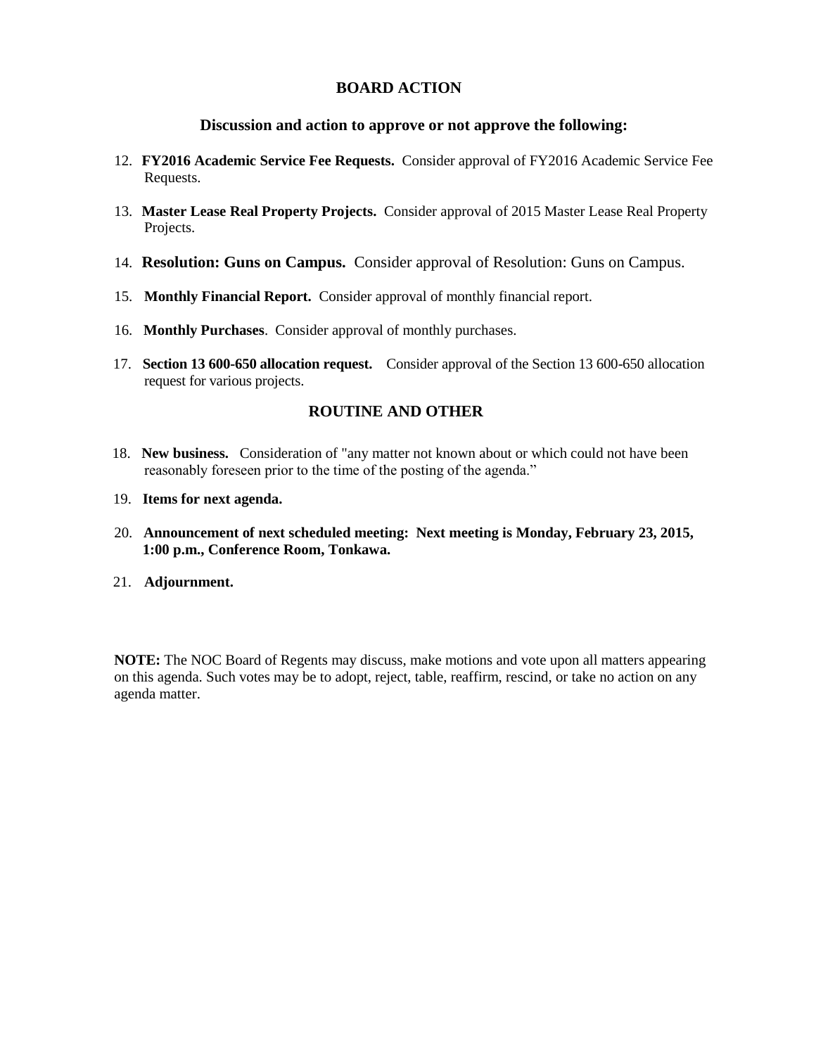## BOARD ACTION

### Discussion and action to approve or not approve the following:

12. **FY2016 Academic Service Fee Requests.** Consider approval of FY2016 Academic Service Fee Requests.

13. **Master Lease Real Property Projects.** Consider approval of 2015 Master Lease Real Property Projects.

14. **Resolution: Guns on Campus.** Consider approval of Resolution: Guns on Campus.

15. **Monthly Financial Report.** Consider approval of monthly financial report.

16. **Monthly Purchases**. Consider approval of monthly purchases.

17. **Section 13 600-650 allocation request.** Consider approval of the Section 13 600-650 allocation request for various projects.

## ROUTINE AND OTHER

18. **New business.** Consideration of "any matter not known about or which could not have been reasonably foreseen prior to the time of the posting of the agenda."

19. **Items for next agenda.**

20. **Announcement of next scheduled meeting: Next meeting is Monday, February 23, 2015, 1:00 p.m., Conference Room, Tonkawa.**

21. **Adjournment.**

**NOTE:** The NOC Board of Regents may discuss, make motions and vote upon all matters appearing on this agenda. Such votes may be to adopt, reject, table, reaffirm, rescind, or take no action on any agenda matter.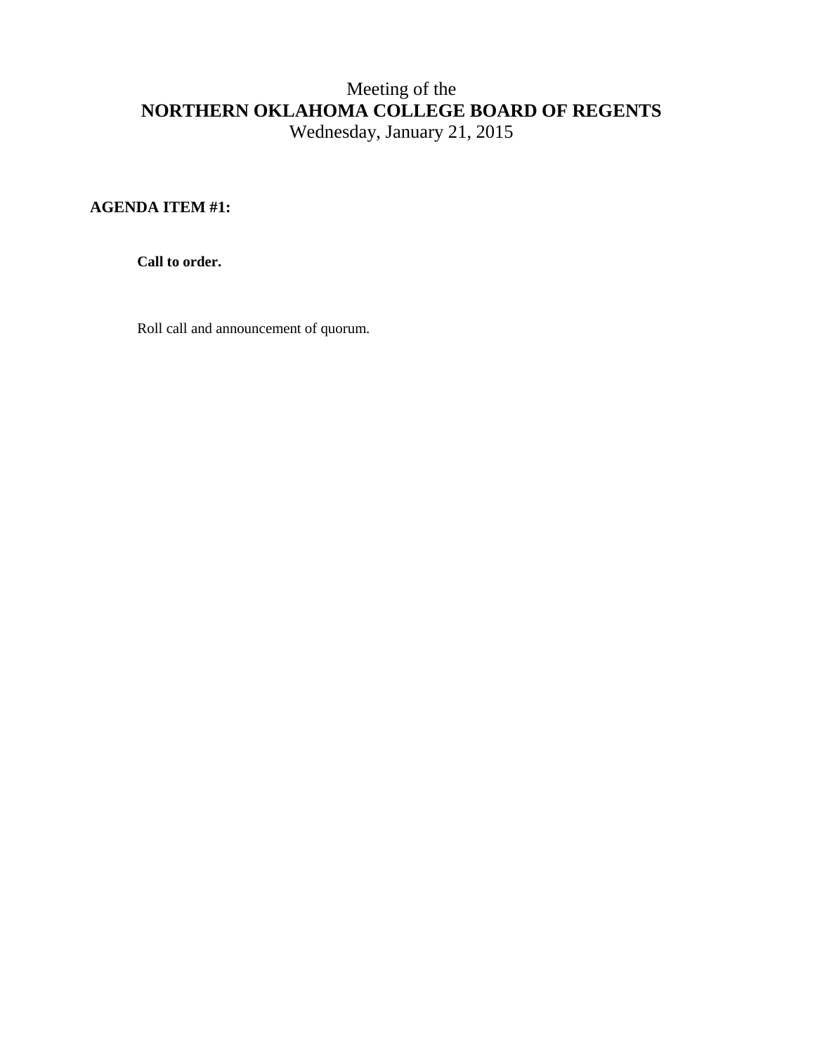Meeting of the

# NORTHERN OKLAHOMA COLLEGE BOARD OF REGENTS

Wednesday, January 21, 2015

**AGENDA ITEM #1:**

**Call to order.**

Roll call and announcement of quorum.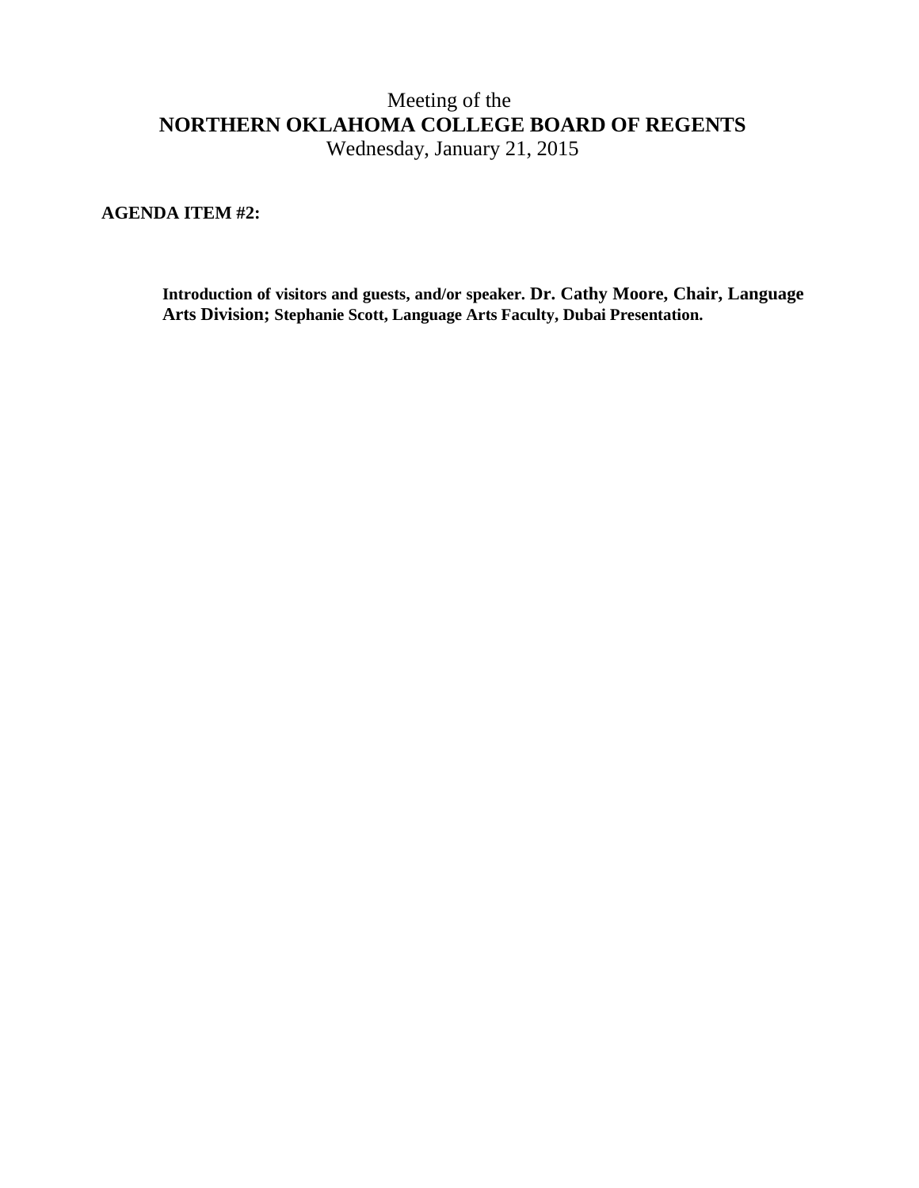Meeting of the
**NORTHERN OKLAHOMA COLLEGE BOARD OF REGENTS**
Wednesday, January 21, 2015

**AGENDA ITEM #2:**

**Introduction of visitors and guests, and/or speaker. Dr. Cathy Moore, Chair, Language Arts Division; Stephanie Scott, Language Arts Faculty, Dubai Presentation.**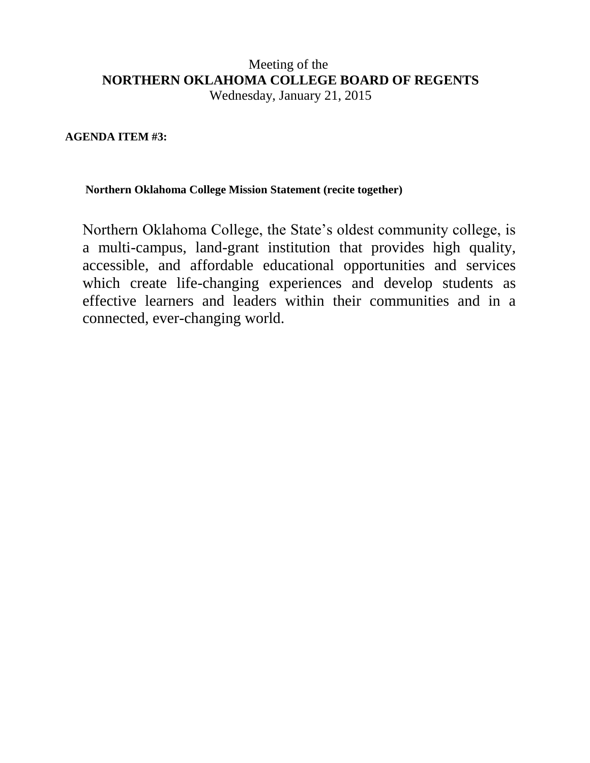Meeting of the

**NORTHERN OKLAHOMA COLLEGE BOARD OF REGENTS**

Wednesday, January 21, 2015

**AGENDA ITEM #3:**

**Northern Oklahoma College Mission Statement (recite together)**

Northern Oklahoma College, the State's oldest community college, is a multi-campus, land-grant institution that provides high quality, accessible, and affordable educational opportunities and services which create life-changing experiences and develop students as effective learners and leaders within their communities and in a connected, ever-changing world.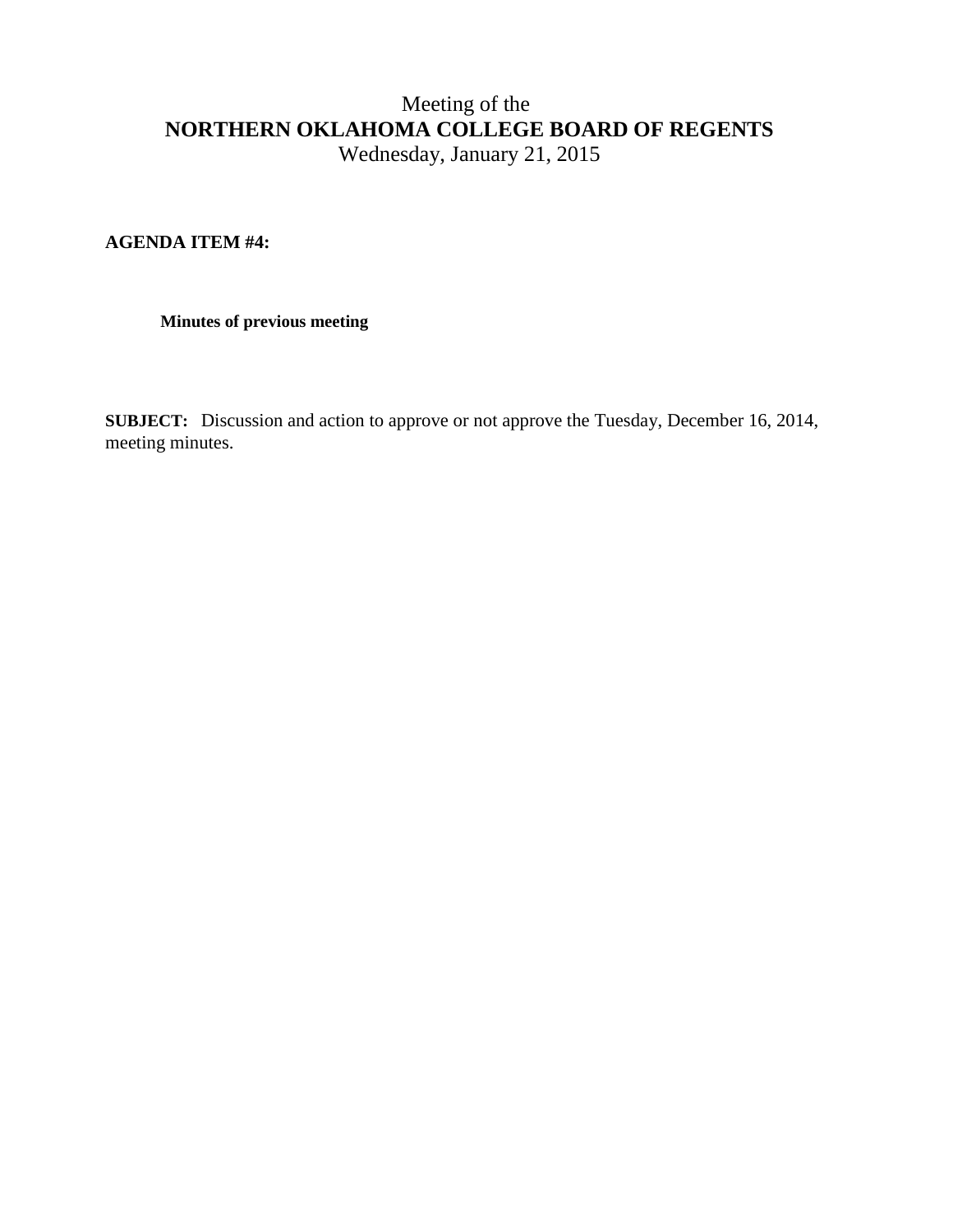Meeting of the

**NORTHERN OKLAHOMA COLLEGE BOARD OF REGENTS**

Wednesday, January 21, 2015

**AGENDA ITEM #4:**

**Minutes of previous meeting**

**SUBJECT:** Discussion and action to approve or not approve the Tuesday, December 16, 2014, meeting minutes.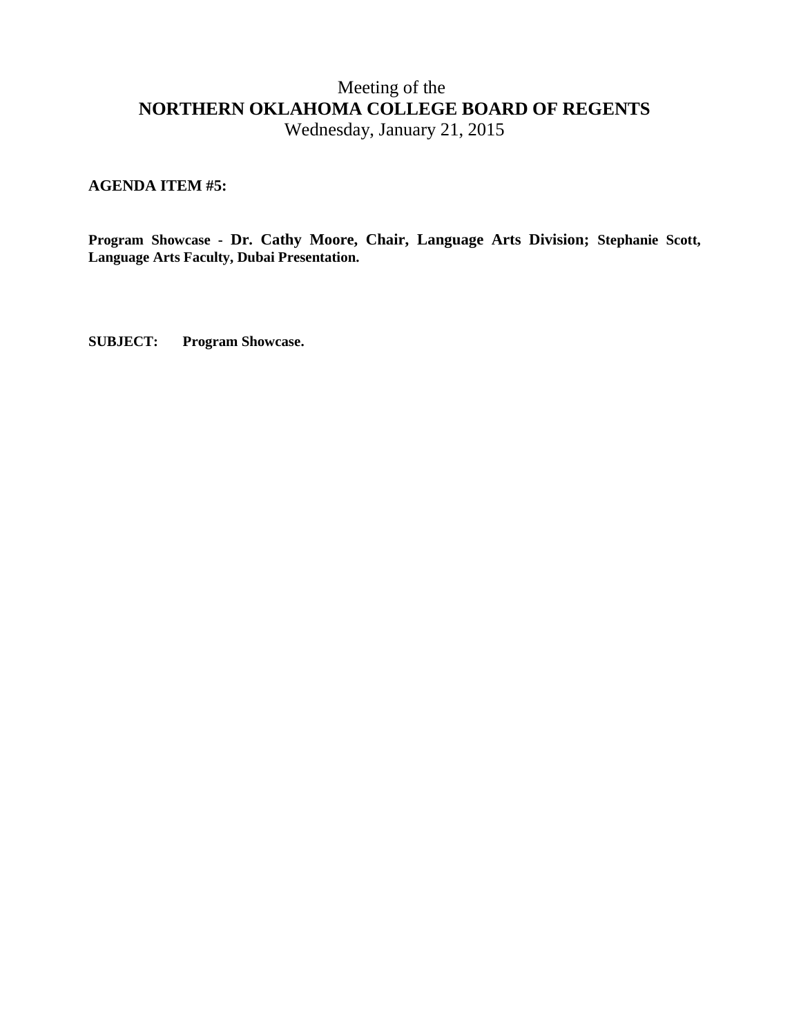Meeting of the

# NORTHERN OKLAHOMA COLLEGE BOARD OF REGENTS

Wednesday, January 21, 2015

**AGENDA ITEM #5:**

**Program Showcase - Dr. Cathy Moore, Chair, Language Arts Division; Stephanie Scott, Language Arts Faculty, Dubai Presentation.**

**SUBJECT: Program Showcase.**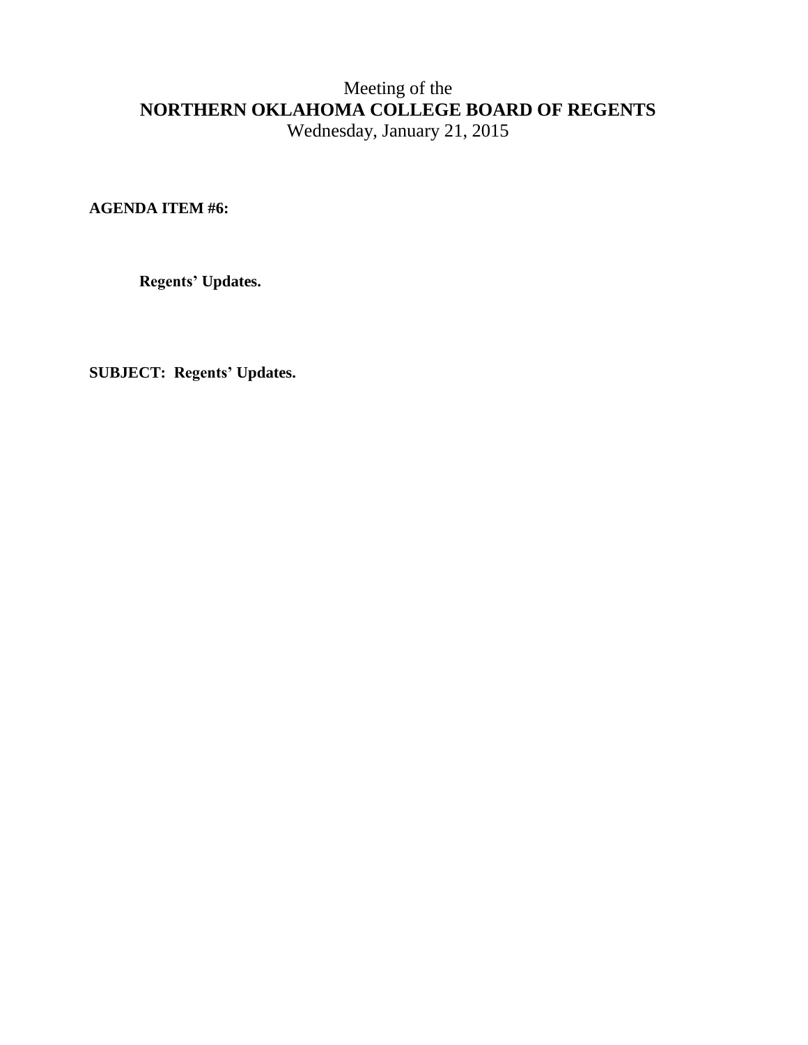Meeting of the

**NORTHERN OKLAHOMA COLLEGE BOARD OF REGENTS**

Wednesday, January 21, 2015

**AGENDA ITEM #6:**

**Regents' Updates.**

**SUBJECT: Regents' Updates.**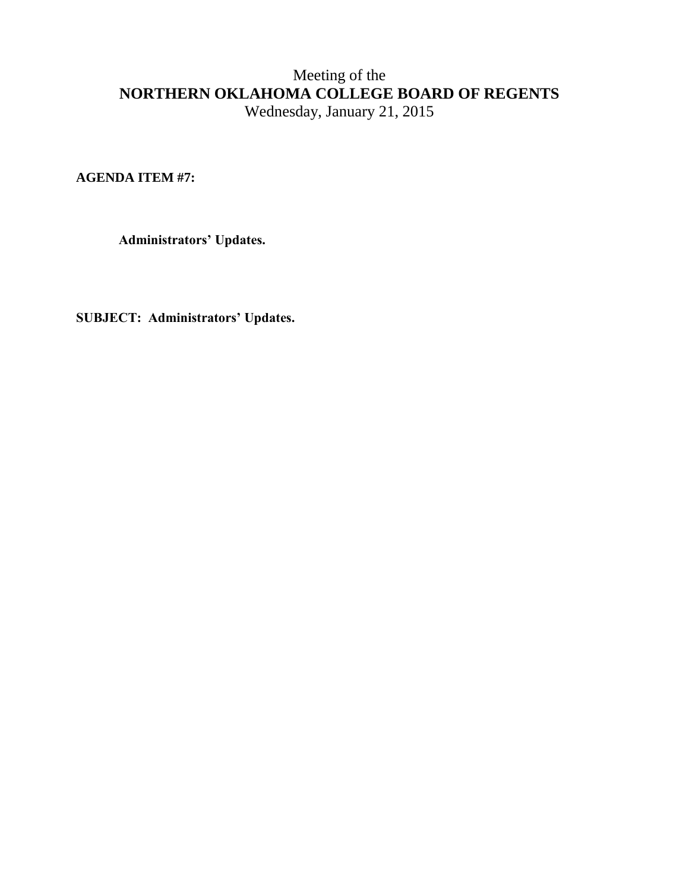Meeting of the

**NORTHERN OKLAHOMA COLLEGE BOARD OF REGENTS**

Wednesday, January 21, 2015

**AGENDA ITEM #7:**

**Administrators' Updates.**

**SUBJECT: Administrators' Updates.**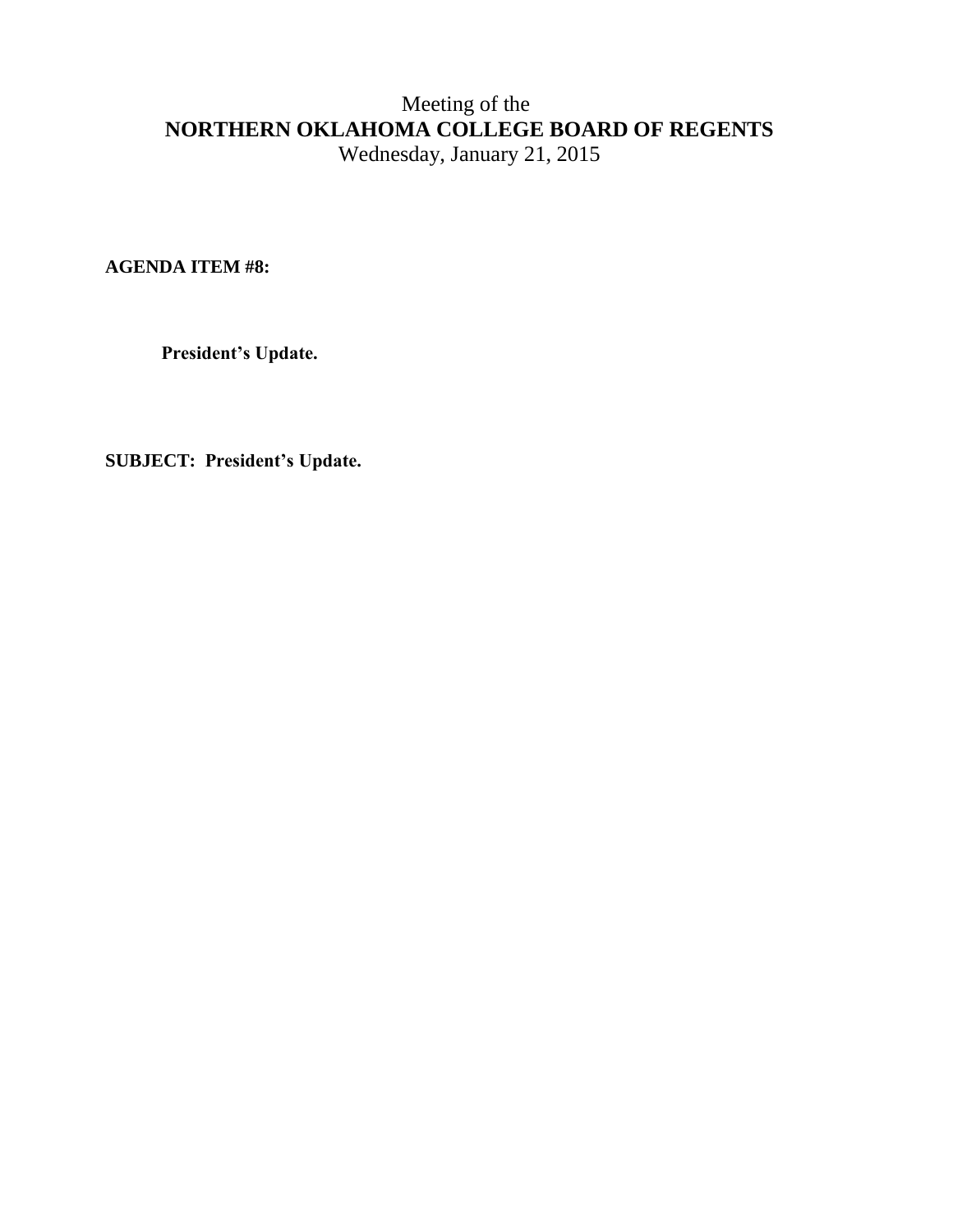Meeting of the

**NORTHERN OKLAHOMA COLLEGE BOARD OF REGENTS**

Wednesday, January 21, 2015

**AGENDA ITEM #8:**

**President's Update.**

**SUBJECT: President's Update.**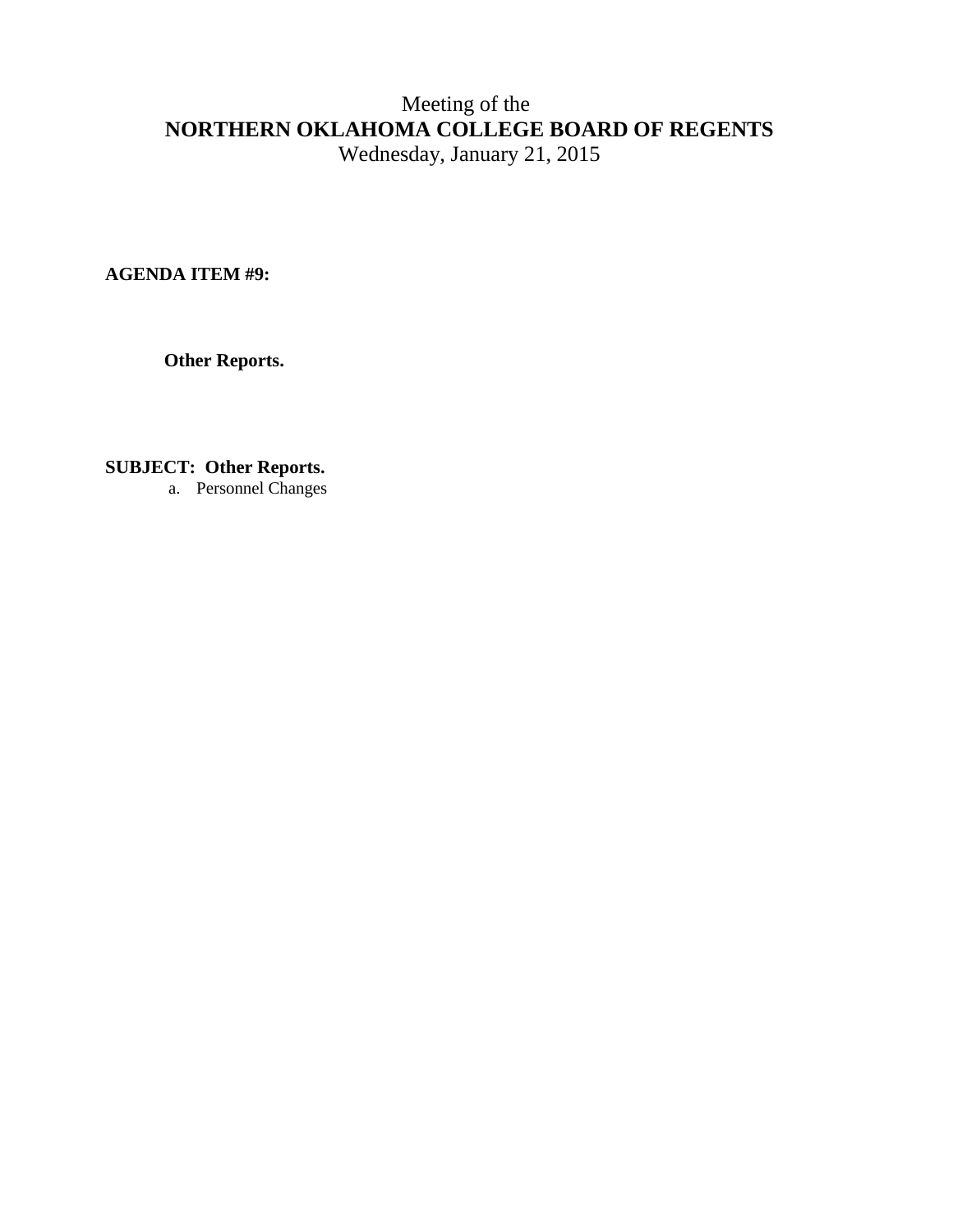Meeting of the
# NORTHERN OKLAHOMA COLLEGE BOARD OF REGENTS
Wednesday, January 21, 2015

**AGENDA ITEM #9:**

**Other Reports.**

**SUBJECT: Other Reports.**

a. Personnel Changes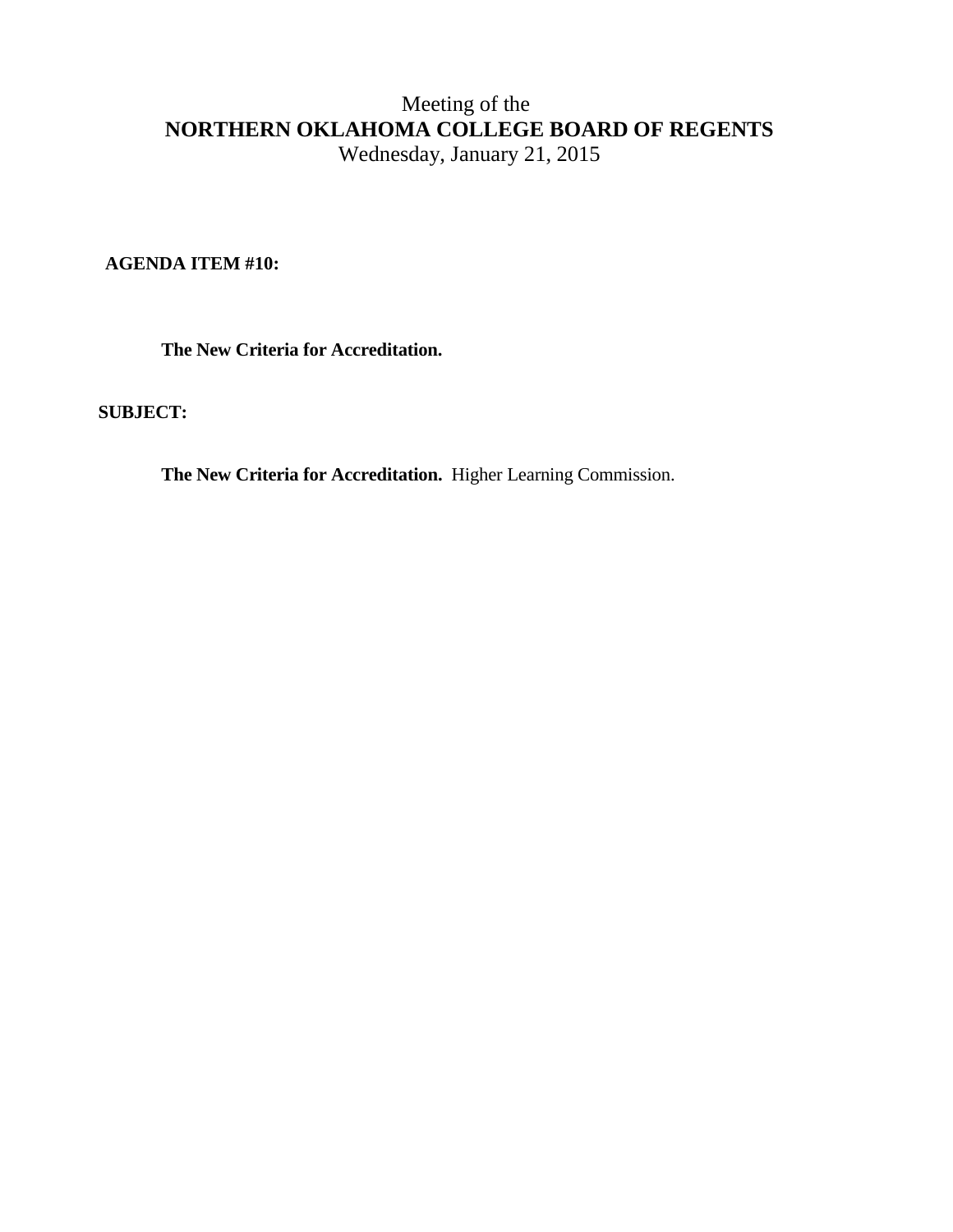Meeting of the

**NORTHERN OKLAHOMA COLLEGE BOARD OF REGENTS**

Wednesday, January 21, 2015

**AGENDA ITEM #10:**

**The New Criteria for Accreditation.**

**SUBJECT:**

**The New Criteria for Accreditation.** Higher Learning Commission.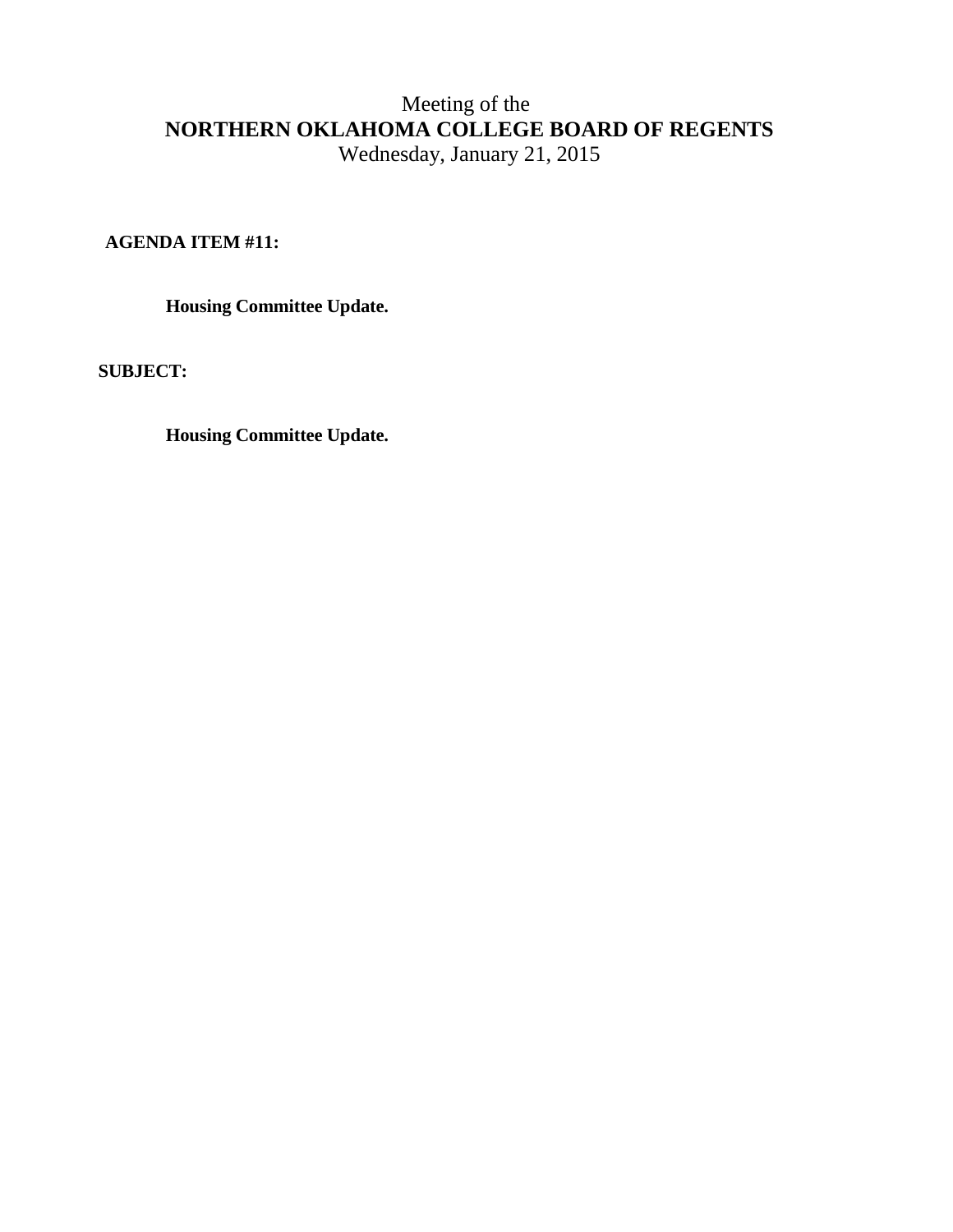Meeting of the

**NORTHERN OKLAHOMA COLLEGE BOARD OF REGENTS**

Wednesday, January 21, 2015

**AGENDA ITEM #11:**

**Housing Committee Update.**

**SUBJECT:**

**Housing Committee Update.**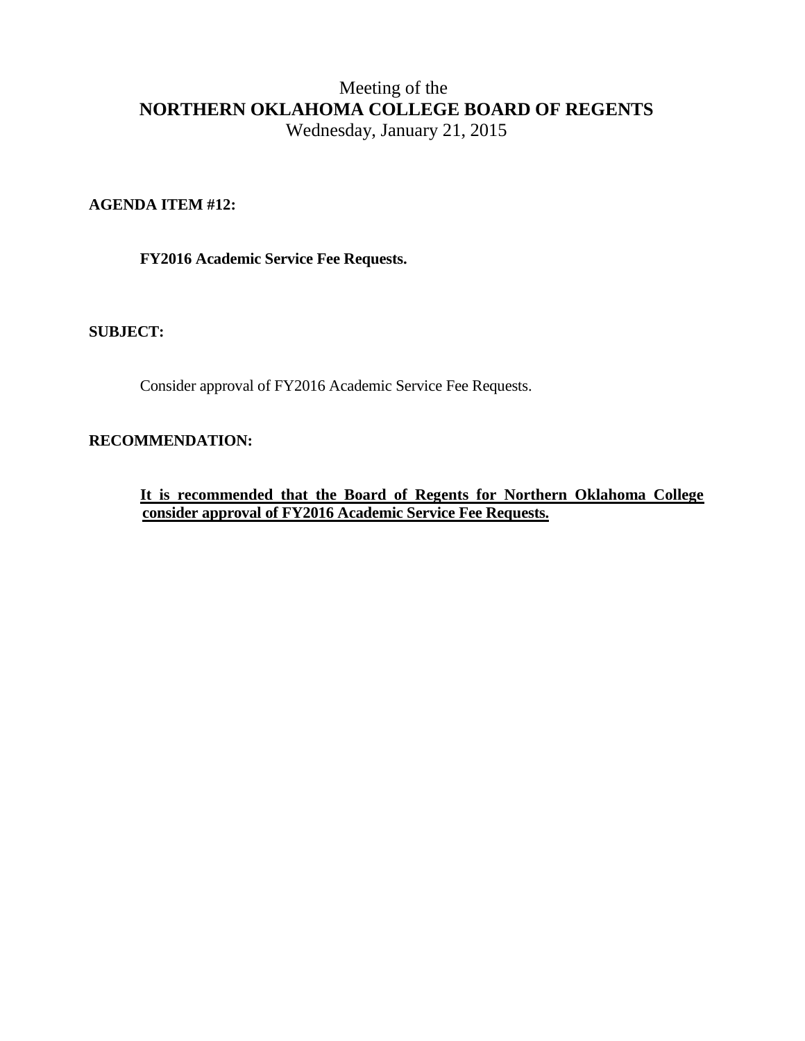Meeting of the

**NORTHERN OKLAHOMA COLLEGE BOARD OF REGENTS**

Wednesday, January 21, 2015

**AGENDA ITEM #12:**

**FY2016 Academic Service Fee Requests.**

**SUBJECT:**

Consider approval of FY2016 Academic Service Fee Requests.

**RECOMMENDATION:**

**It is recommended that the Board of Regents for Northern Oklahoma College consider approval of FY2016 Academic Service Fee Requests.**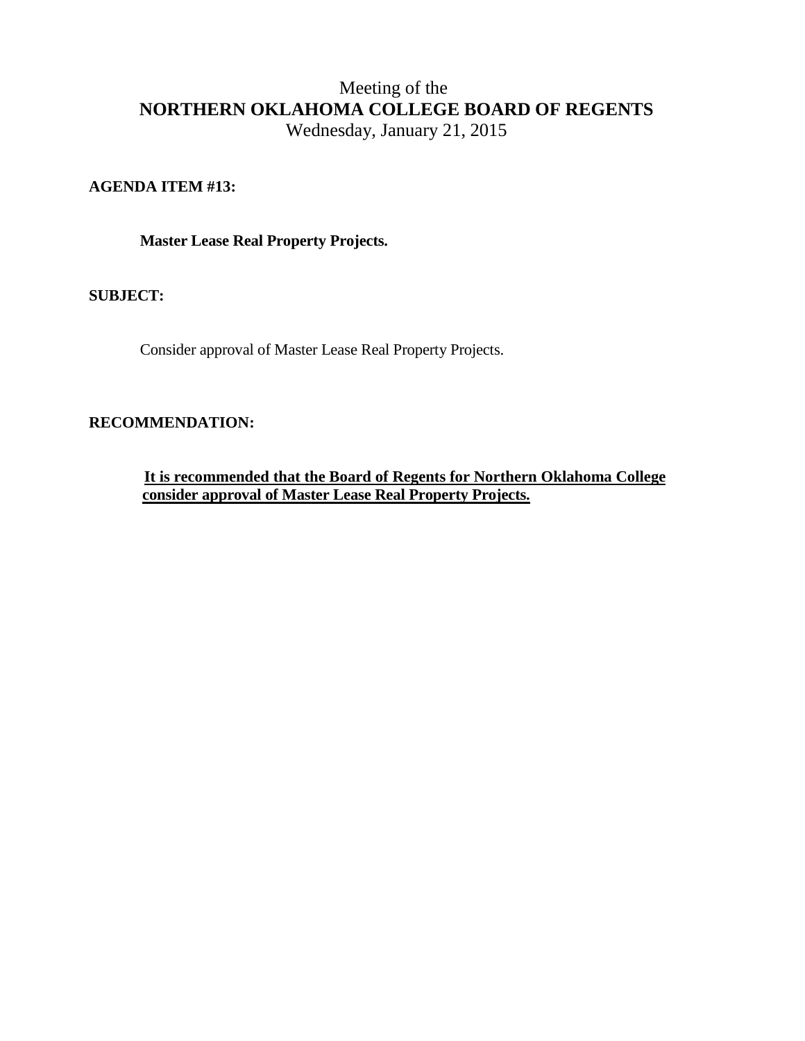Meeting of the

# NORTHERN OKLAHOMA COLLEGE BOARD OF REGENTS

Wednesday, January 21, 2015

**AGENDA ITEM #13:**

**Master Lease Real Property Projects.**

**SUBJECT:**

Consider approval of Master Lease Real Property Projects.

**RECOMMENDATION:**

**It is recommended that the Board of Regents for Northern Oklahoma College consider approval of Master Lease Real Property Projects.**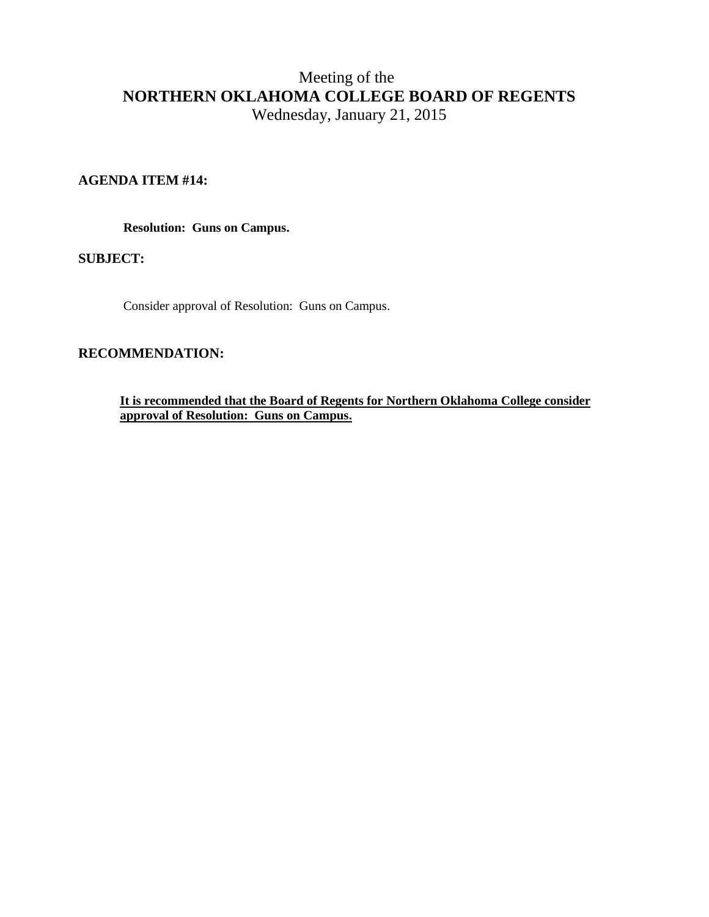Meeting of the

**NORTHERN OKLAHOMA COLLEGE BOARD OF REGENTS**

Wednesday, January 21, 2015

**AGENDA ITEM #14:**

**Resolution: Guns on Campus.**

**SUBJECT:**

Consider approval of Resolution: Guns on Campus.

**RECOMMENDATION:**

<u>**It is recommended that the Board of Regents for Northern Oklahoma College consider approval of Resolution: Guns on Campus.**</u>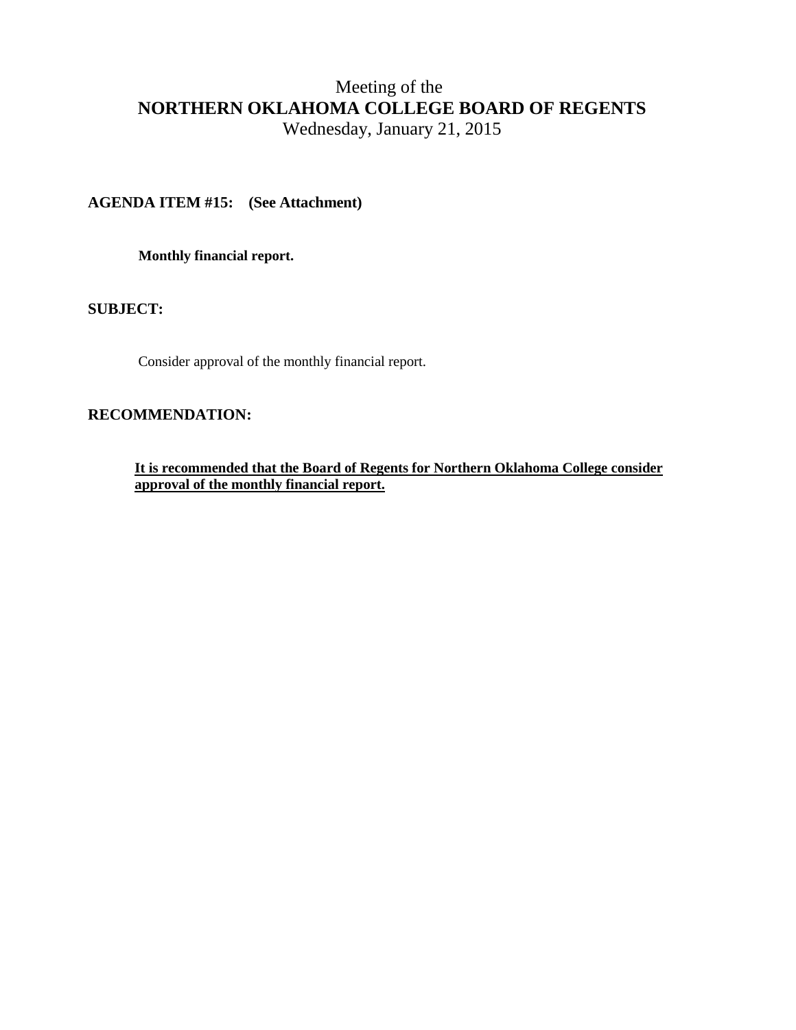Meeting of the

# NORTHERN OKLAHOMA COLLEGE BOARD OF REGENTS

Wednesday, January 21, 2015

**AGENDA ITEM #15: (See Attachment)**

**Monthly financial report.**

**SUBJECT:**

Consider approval of the monthly financial report.

**RECOMMENDATION:**

**It is recommended that the Board of Regents for Northern Oklahoma College consider approval of the monthly financial report.**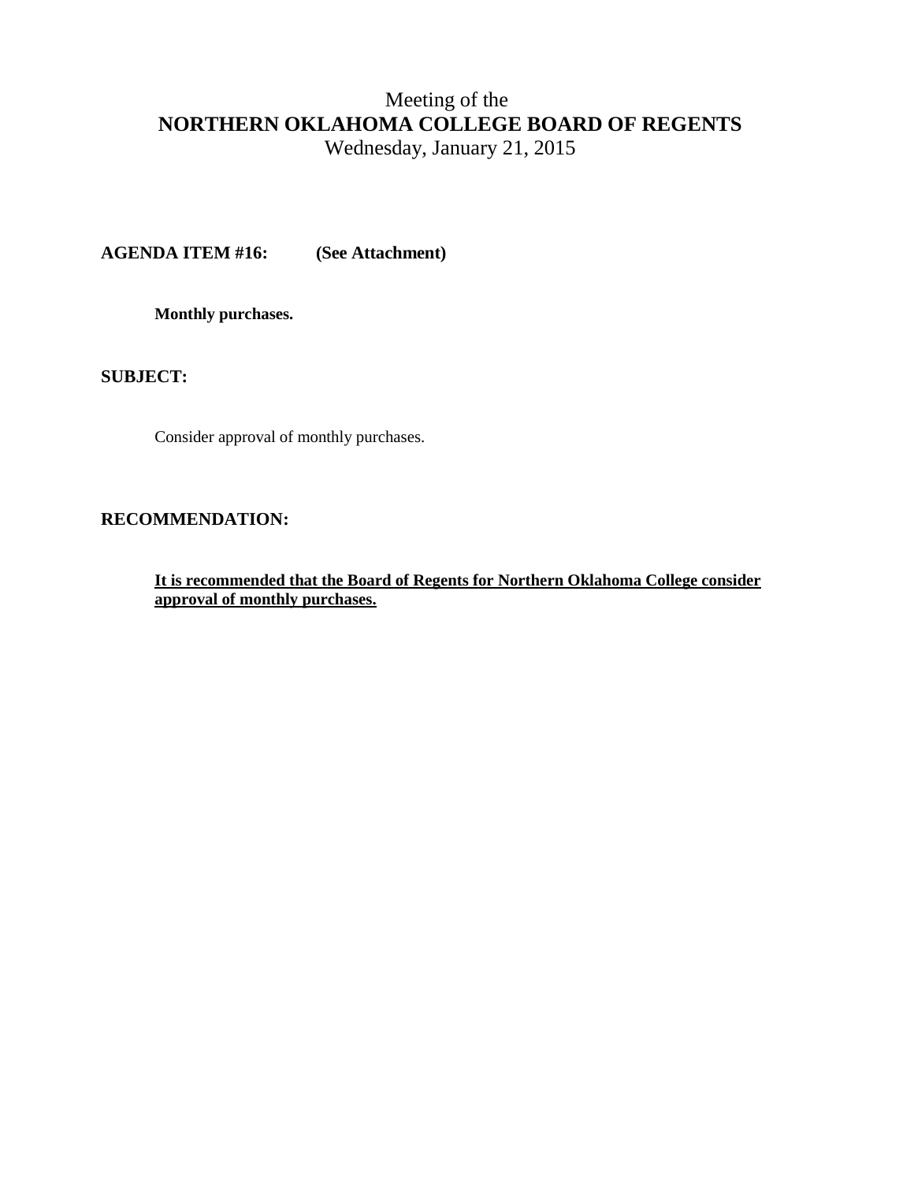# Meeting of the
# **NORTHERN OKLAHOMA COLLEGE BOARD OF REGENTS**
## Wednesday, January 21, 2015

**AGENDA ITEM #16: (See Attachment)**

**Monthly purchases.**

**SUBJECT:**

Consider approval of monthly purchases.

**RECOMMENDATION:**

**It is recommended that the Board of Regents for Northern Oklahoma College consider approval of monthly purchases.**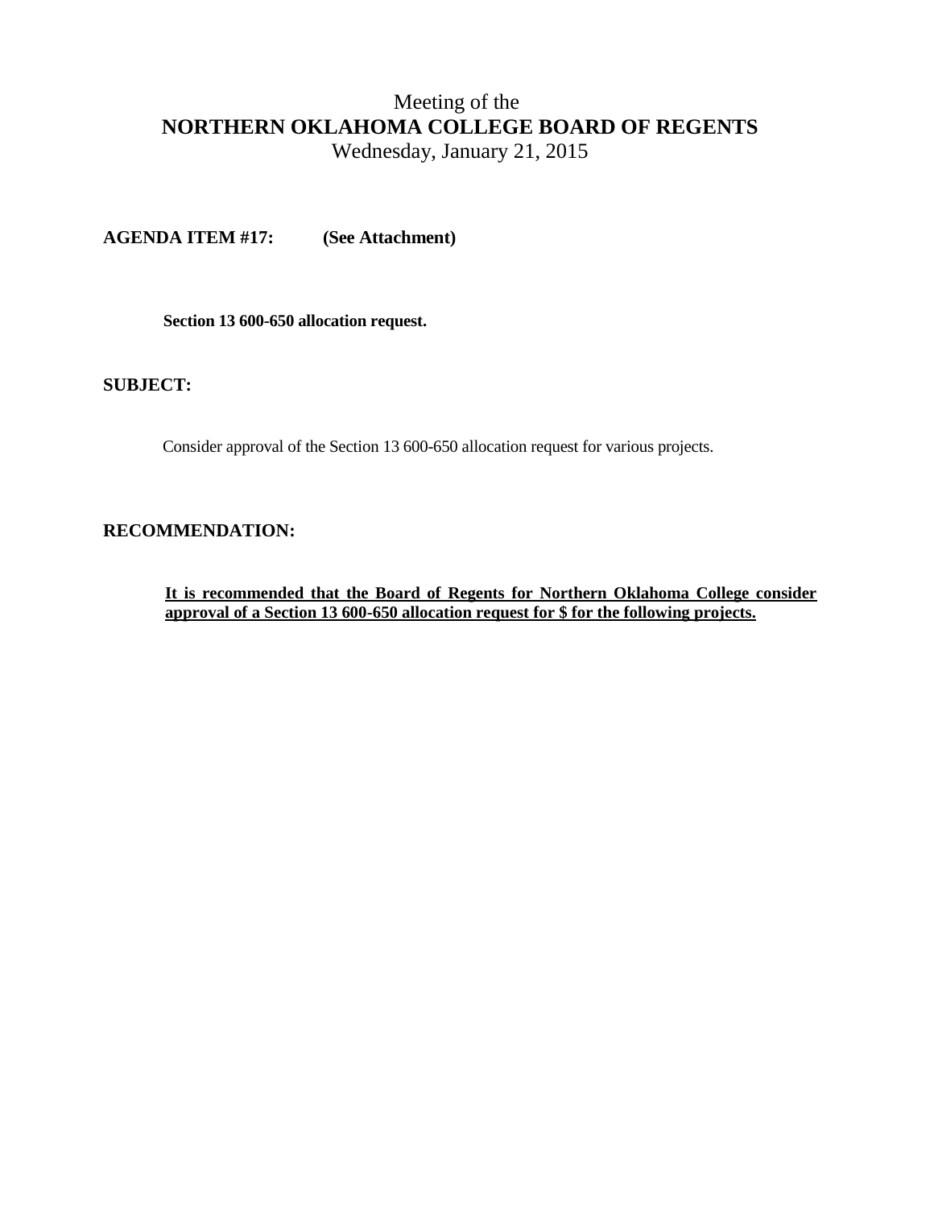Meeting of the
**NORTHERN OKLAHOMA COLLEGE BOARD OF REGENTS**
Wednesday, January 21, 2015

**AGENDA ITEM #17: (See Attachment)**

**Section 13 600-650 allocation request.**

**SUBJECT:**

Consider approval of the Section 13 600-650 allocation request for various projects.

**RECOMMENDATION:**

**It is recommended that the Board of Regents for Northern Oklahoma College consider approval of a Section 13 600-650 allocation request for $ for the following projects.**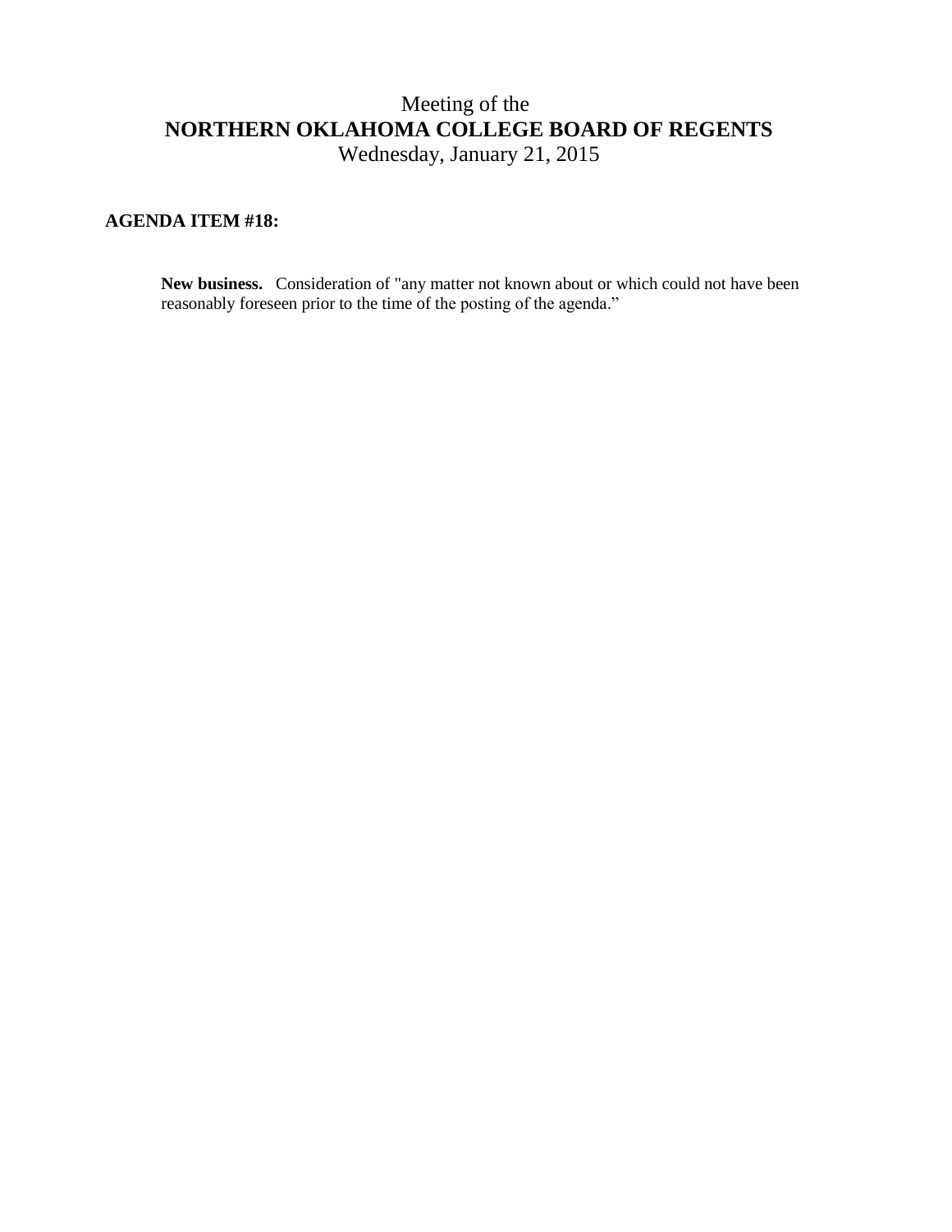Meeting of the

# NORTHERN OKLAHOMA COLLEGE BOARD OF REGENTS

Wednesday, January 21, 2015

**AGENDA ITEM #18:**

**New business.** Consideration of "any matter not known about or which could not have been reasonably foreseen prior to the time of the posting of the agenda."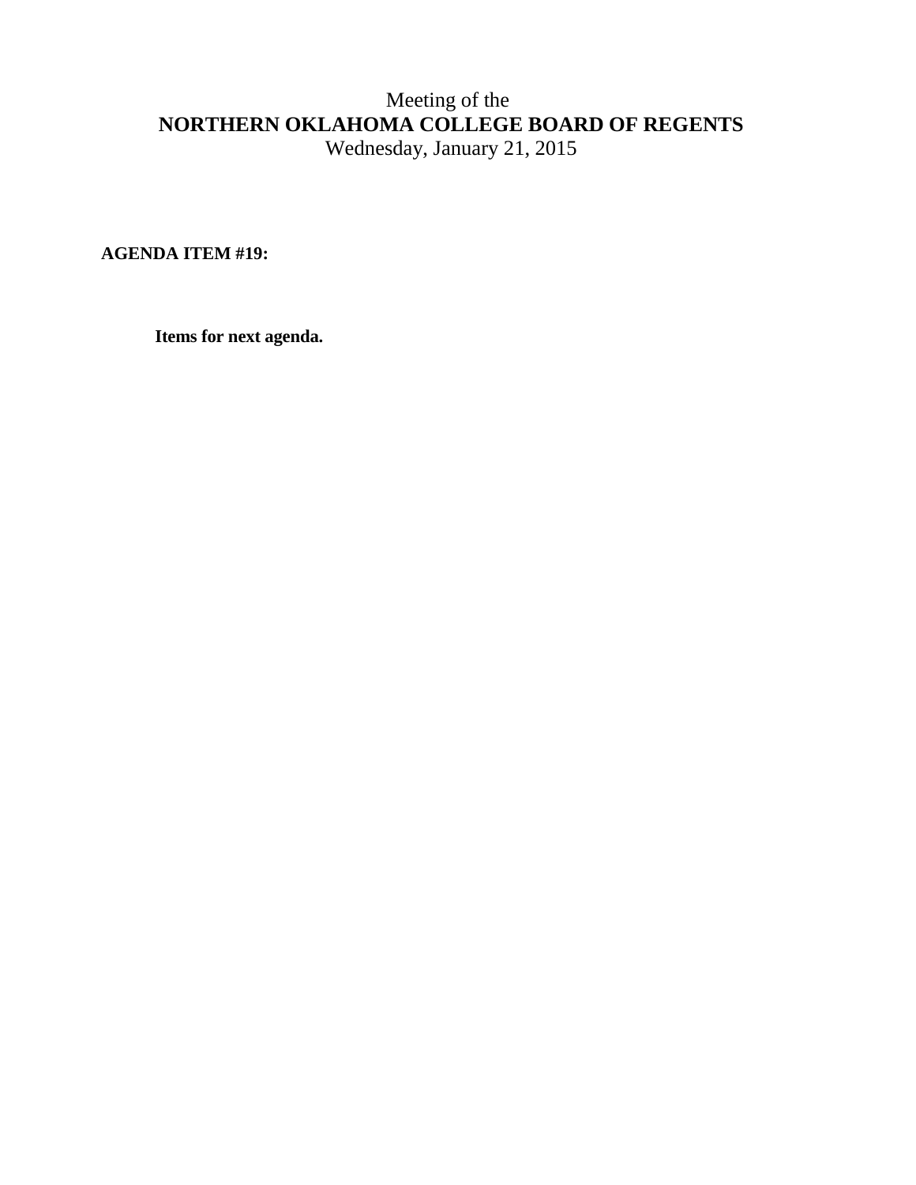Meeting of the

**NORTHERN OKLAHOMA COLLEGE BOARD OF REGENTS**

Wednesday, January 21, 2015

**AGENDA ITEM #19:**

**Items for next agenda.**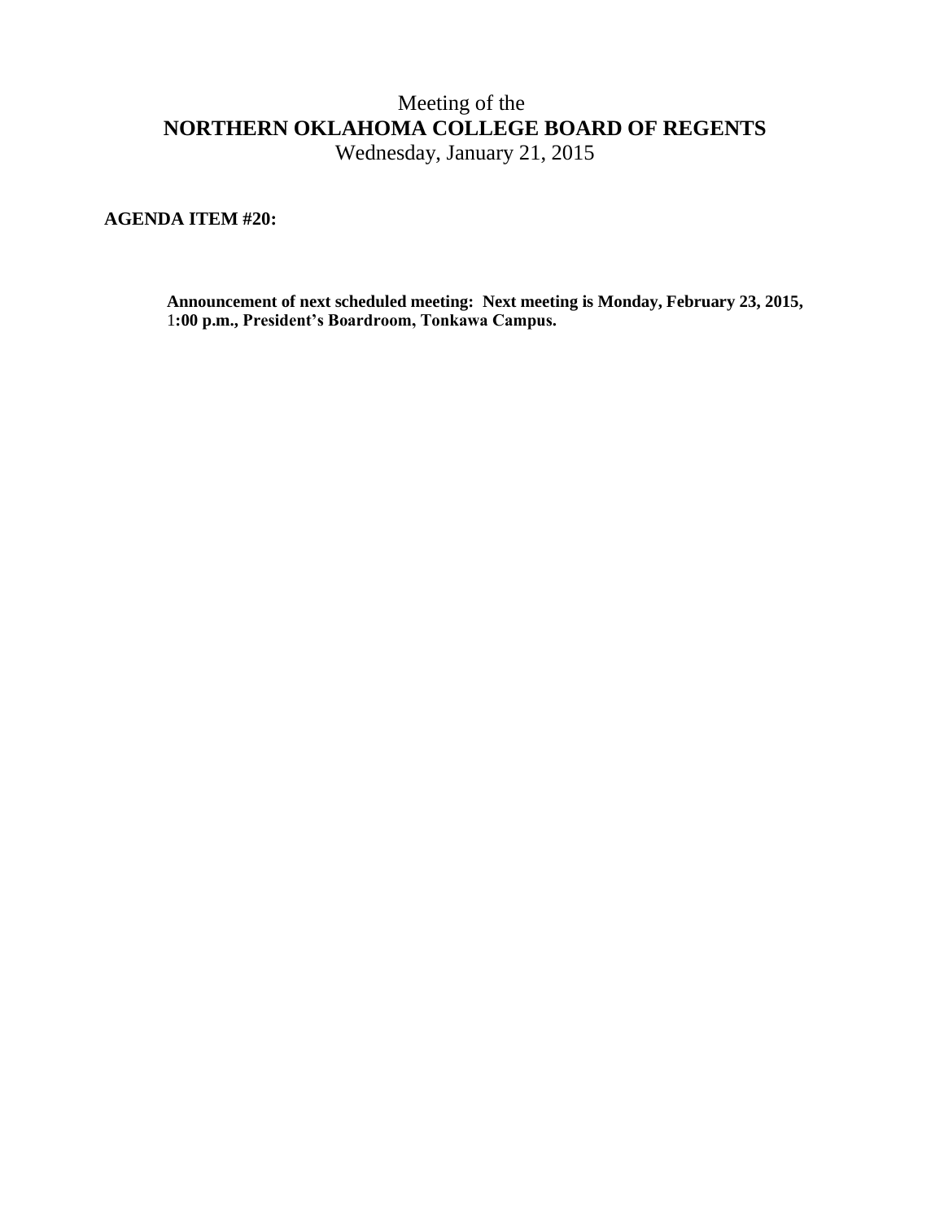Meeting of the
# NORTHERN OKLAHOMA COLLEGE BOARD OF REGENTS
Wednesday, January 21, 2015

**AGENDA ITEM #20:**

**Announcement of next scheduled meeting: Next meeting is Monday, February 23, 2015, 1:00 p.m., President's Boardroom, Tonkawa Campus.**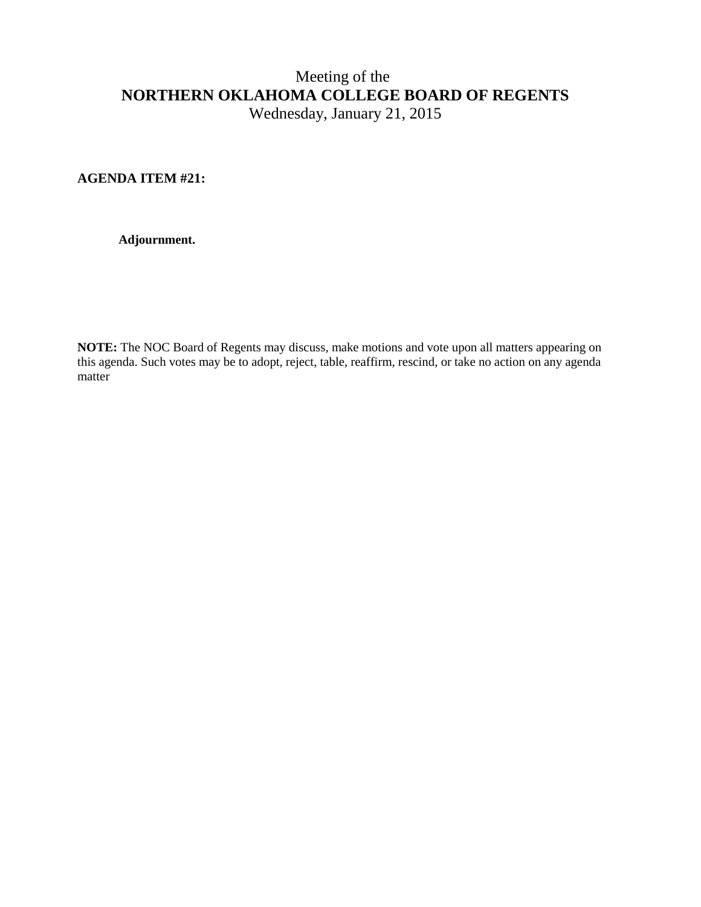Meeting of the

**NORTHERN OKLAHOMA COLLEGE BOARD OF REGENTS**

Wednesday, January 21, 2015

**AGENDA ITEM #21:**

**Adjournment.**

**NOTE:** The NOC Board of Regents may discuss, make motions and vote upon all matters appearing on this agenda. Such votes may be to adopt, reject, table, reaffirm, rescind, or take no action on any agenda matter